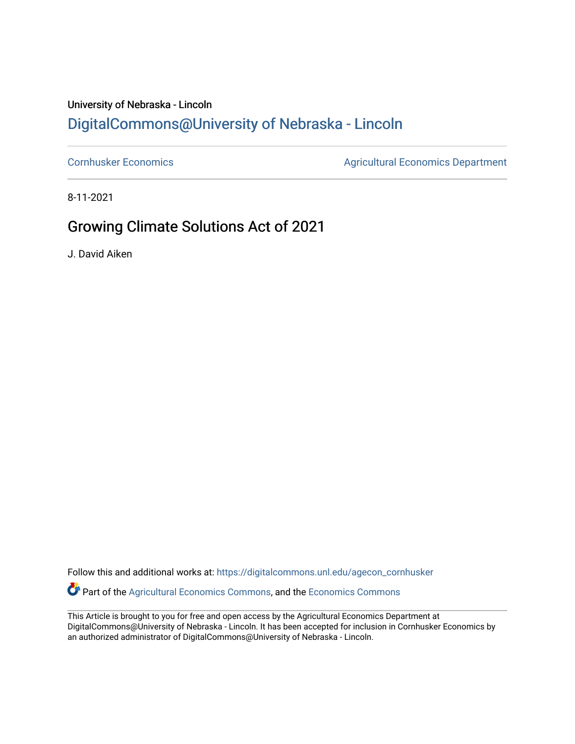University of Nebraska - Lincoln

## DigitalCommons@University of Nebraska - Lincoln

Cornhusker Economics

Agricultural Economics Department

8-11-2021

# Growing Climate Solutions Act of 2021

J. David Aiken

Follow this and additional works at: https://digitalcommons.unl.edu/agecon_cornhusker

Part of the Agricultural Economics Commons, and the Economics Commons

This Article is brought to you for free and open access by the Agricultural Economics Department at DigitalCommons@University of Nebraska - Lincoln. It has been accepted for inclusion in Cornhusker Economics by an authorized administrator of DigitalCommons@University of Nebraska - Lincoln.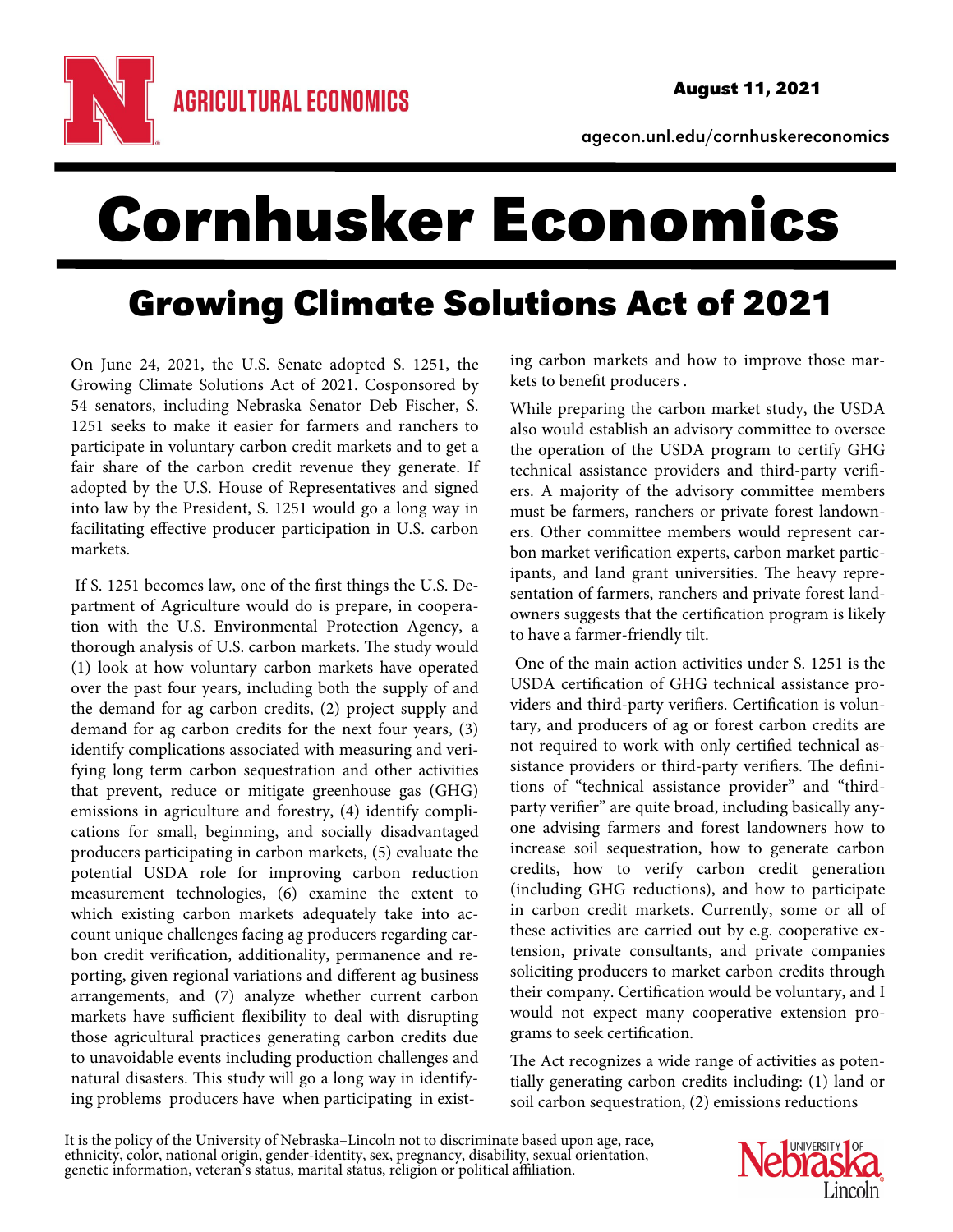# Cornhusker Economics

## Growing Climate Solutions Act of 2021

On June 24, 2021, the U.S. Senate adopted S. 1251, the Growing Climate Solutions Act of 2021. Cosponsored by 54 senators, including Nebraska Senator Deb Fischer, S. 1251 seeks to make it easier for farmers and ranchers to participate in voluntary carbon credit markets and to get a fair share of the carbon credit revenue they generate. If adopted by the U.S. House of Representatives and signed into law by the President, S. 1251 would go a long way in facilitating effective producer participation in U.S. carbon markets.

If S. 1251 becomes law, one of the first things the U.S. Department of Agriculture would do is prepare, in cooperation with the U.S. Environmental Protection Agency, a thorough analysis of U.S. carbon markets. The study would (1) look at how voluntary carbon markets have operated over the past four years, including both the supply of and the demand for ag carbon credits, (2) project supply and demand for ag carbon credits for the next four years, (3) identify complications associated with measuring and verifying long term carbon sequestration and other activities that prevent, reduce or mitigate greenhouse gas (GHG) emissions in agriculture and forestry, (4) identify complications for small, beginning, and socially disadvantaged producers participating in carbon markets, (5) evaluate the potential USDA role for improving carbon reduction measurement technologies, (6) examine the extent to which existing carbon markets adequately take into account unique challenges facing ag producers regarding carbon credit verification, additionality, permanence and reporting, given regional variations and different ag business arrangements, and (7) analyze whether current carbon markets have sufficient flexibility to deal with disrupting those agricultural practices generating carbon credits due to unavoidable events including production challenges and natural disasters. This study will go a long way in identifying problems producers have when participating in existing carbon markets and how to improve those markets to benefit producers .

While preparing the carbon market study, the USDA also would establish an advisory committee to oversee the operation of the USDA program to certify GHG technical assistance providers and third-party verifiers. A majority of the advisory committee members must be farmers, ranchers or private forest landowners. Other committee members would represent carbon market verification experts, carbon market participants, and land grant universities. The heavy representation of farmers, ranchers and private forest landowners suggests that the certification program is likely to have a farmer-friendly tilt.

One of the main action activities under S. 1251 is the USDA certification of GHG technical assistance providers and third-party verifiers. Certification is voluntary, and producers of ag or forest carbon credits are not required to work with only certified technical assistance providers or third-party verifiers. The definitions of "technical assistance provider" and "third-party verifier" are quite broad, including basically anyone advising farmers and forest landowners how to increase soil sequestration, how to generate carbon credits, how to verify carbon credit generation (including GHG reductions), and how to participate in carbon credit markets. Currently, some or all of these activities are carried out by e.g. cooperative extension, private consultants, and private companies soliciting producers to market carbon credits through their company. Certification would be voluntary, and I would not expect many cooperative extension programs to seek certification.

The Act recognizes a wide range of activities as potentially generating carbon credits including: (1) land or soil carbon sequestration, (2) emissions reductions

It is the policy of the University of Nebraska–Lincoln not to discriminate based upon age, race, ethnicity, color, national origin, gender-identity, sex, pregnancy, disability, sexual orientation, genetic information, veteran's status, marital status, religion or political affiliation.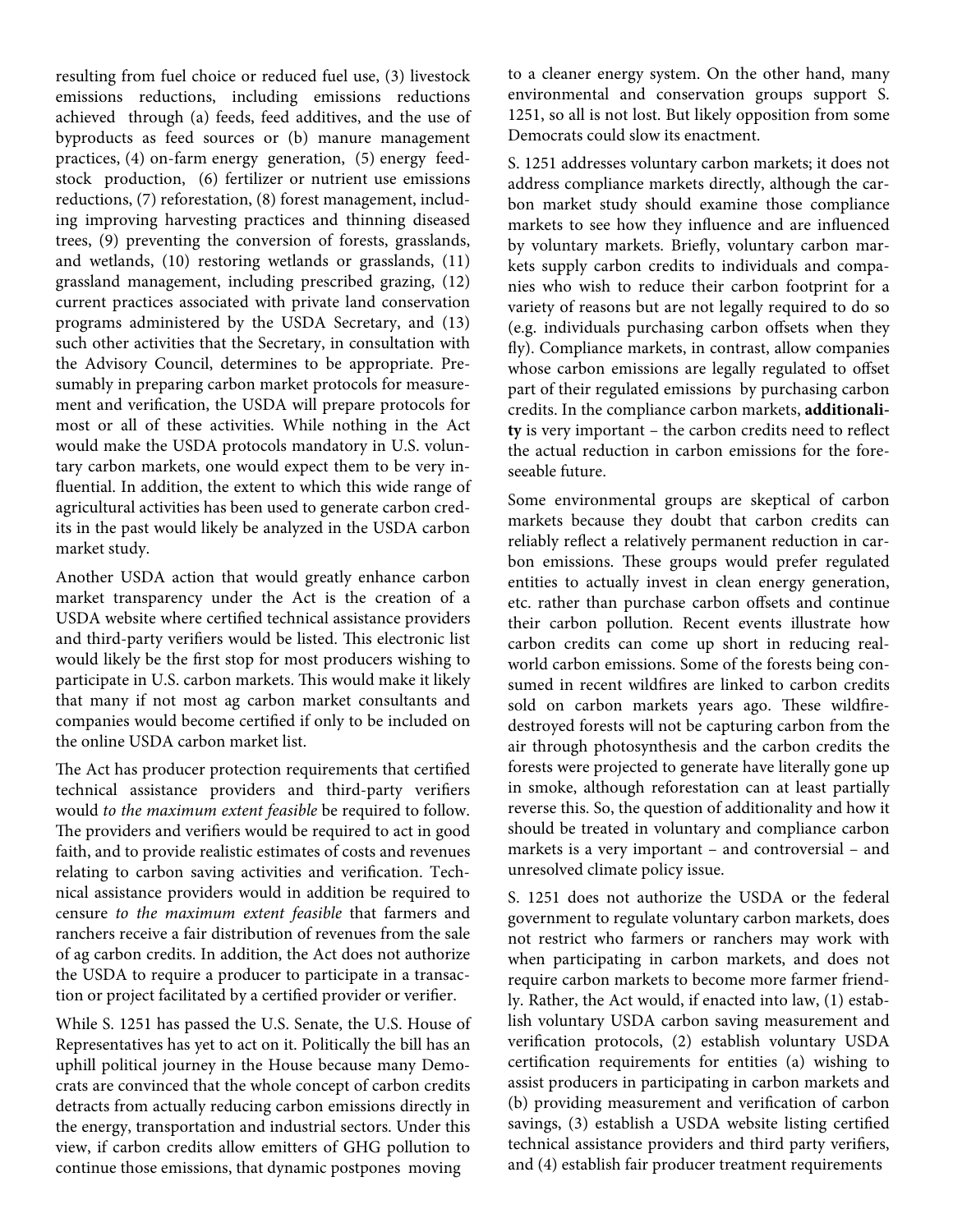resulting from fuel choice or reduced fuel use, (3) livestock emissions reductions, including emissions reductions achieved through (a) feeds, feed additives, and the use of byproducts as feed sources or (b) manure management practices, (4) on-farm energy generation, (5) energy feedstock production, (6) fertilizer or nutrient use emissions reductions, (7) reforestation, (8) forest management, including improving harvesting practices and thinning diseased trees, (9) preventing the conversion of forests, grasslands, and wetlands, (10) restoring wetlands or grasslands, (11) grassland management, including prescribed grazing, (12) current practices associated with private land conservation programs administered by the USDA Secretary, and (13) such other activities that the Secretary, in consultation with the Advisory Council, determines to be appropriate. Presumably in preparing carbon market protocols for measurement and verification, the USDA will prepare protocols for most or all of these activities. While nothing in the Act would make the USDA protocols mandatory in U.S. voluntary carbon markets, one would expect them to be very influential. In addition, the extent to which this wide range of agricultural activities has been used to generate carbon credits in the past would likely be analyzed in the USDA carbon market study.

Another USDA action that would greatly enhance carbon market transparency under the Act is the creation of a USDA website where certified technical assistance providers and third-party verifiers would be listed. This electronic list would likely be the first stop for most producers wishing to participate in U.S. carbon markets. This would make it likely that many if not most ag carbon market consultants and companies would become certified if only to be included on the online USDA carbon market list.

The Act has producer protection requirements that certified technical assistance providers and third-party verifiers would *to the maximum extent feasible* be required to follow. The providers and verifiers would be required to act in good faith, and to provide realistic estimates of costs and revenues relating to carbon saving activities and verification. Technical assistance providers would in addition be required to censure *to the maximum extent feasible* that farmers and ranchers receive a fair distribution of revenues from the sale of ag carbon credits. In addition, the Act does not authorize the USDA to require a producer to participate in a transaction or project facilitated by a certified provider or verifier.

While S. 1251 has passed the U.S. Senate, the U.S. House of Representatives has yet to act on it. Politically the bill has an uphill political journey in the House because many Democrats are convinced that the whole concept of carbon credits detracts from actually reducing carbon emissions directly in the energy, transportation and industrial sectors. Under this view, if carbon credits allow emitters of GHG pollution to continue those emissions, that dynamic postpones moving to a cleaner energy system. On the other hand, many environmental and conservation groups support S. 1251, so all is not lost. But likely opposition from some Democrats could slow its enactment.

S. 1251 addresses voluntary carbon markets; it does not address compliance markets directly, although the carbon market study should examine those compliance markets to see how they influence and are influenced by voluntary markets. Briefly, voluntary carbon markets supply carbon credits to individuals and companies who wish to reduce their carbon footprint for a variety of reasons but are not legally required to do so (e.g. individuals purchasing carbon offsets when they fly). Compliance markets, in contrast, allow companies whose carbon emissions are legally regulated to offset part of their regulated emissions by purchasing carbon credits. In the compliance carbon markets, **additionality** is very important – the carbon credits need to reflect the actual reduction in carbon emissions for the foreseeable future.

Some environmental groups are skeptical of carbon markets because they doubt that carbon credits can reliably reflect a relatively permanent reduction in carbon emissions. These groups would prefer regulated entities to actually invest in clean energy generation, etc. rather than purchase carbon offsets and continue their carbon pollution. Recent events illustrate how carbon credits can come up short in reducing real-world carbon emissions. Some of the forests being consumed in recent wildfires are linked to carbon credits sold on carbon markets years ago. These wildfire-destroyed forests will not be capturing carbon from the air through photosynthesis and the carbon credits the forests were projected to generate have literally gone up in smoke, although reforestation can at least partially reverse this. So, the question of additionality and how it should be treated in voluntary and compliance carbon markets is a very important – and controversial – and unresolved climate policy issue.

S. 1251 does not authorize the USDA or the federal government to regulate voluntary carbon markets, does not restrict who farmers or ranchers may work with when participating in carbon markets, and does not require carbon markets to become more farmer friendly. Rather, the Act would, if enacted into law, (1) establish voluntary USDA carbon saving measurement and verification protocols, (2) establish voluntary USDA certification requirements for entities (a) wishing to assist producers in participating in carbon markets and (b) providing measurement and verification of carbon savings, (3) establish a USDA website listing certified technical assistance providers and third party verifiers, and (4) establish fair producer treatment requirements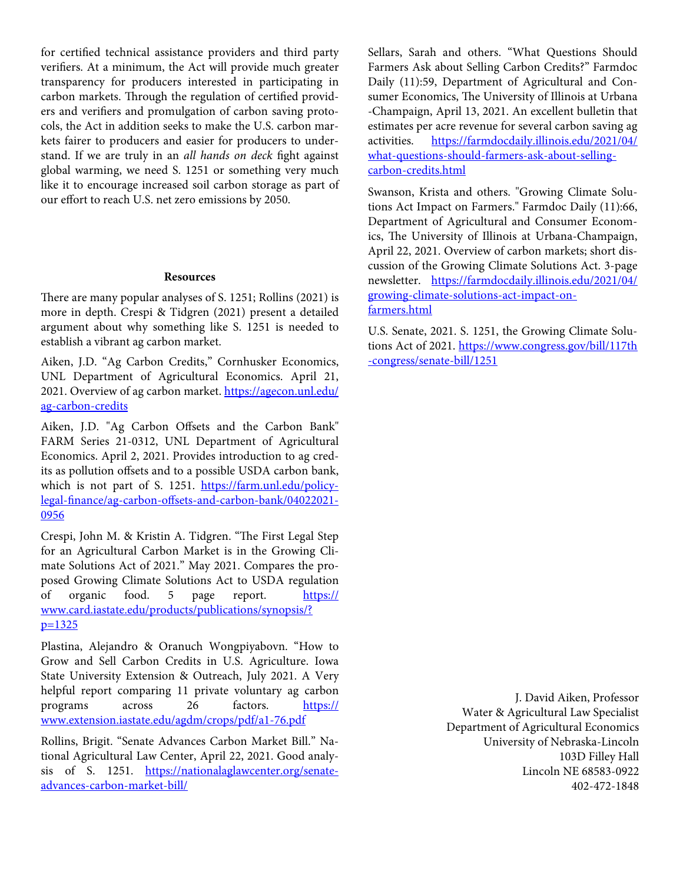for certified technical assistance providers and third party verifiers. At a minimum, the Act will provide much greater transparency for producers interested in participating in carbon markets. Through the regulation of certified providers and verifiers and promulgation of carbon saving protocols, the Act in addition seeks to make the U.S. carbon markets fairer to producers and easier for producers to understand. If we are truly in an *all hands on deck* fight against global warming, we need S. 1251 or something very much like it to encourage increased soil carbon storage as part of our effort to reach U.S. net zero emissions by 2050.

**Resources**

There are many popular analyses of S. 1251; Rollins (2021) is more in depth. Crespi & Tidgren (2021) present a detailed argument about why something like S. 1251 is needed to establish a vibrant ag carbon market.

Aiken, J.D. "Ag Carbon Credits," Cornhusker Economics, UNL Department of Agricultural Economics. April 21, 2021. Overview of ag carbon market. https://agecon.unl.edu/ag-carbon-credits

Aiken, J.D. "Ag Carbon Offsets and the Carbon Bank" FARM Series 21-0312, UNL Department of Agricultural Economics. April 2, 2021. Provides introduction to ag credits as pollution offsets and to a possible USDA carbon bank, which is not part of S. 1251. https://farm.unl.edu/policy-legal-finance/ag-carbon-offsets-and-carbon-bank/04022021-0956

Crespi, John M. & Kristin A. Tidgren. "The First Legal Step for an Agricultural Carbon Market is in the Growing Climate Solutions Act of 2021." May 2021. Compares the proposed Growing Climate Solutions Act to USDA regulation of organic food. 5 page report. https://www.card.iastate.edu/products/publications/synopsis/?p=1325

Plastina, Alejandro & Oranuch Wongpiyabovn. "How to Grow and Sell Carbon Credits in U.S. Agriculture. Iowa State University Extension & Outreach, July 2021. A Very helpful report comparing 11 private voluntary ag carbon programs across 26 factors. https://www.extension.iastate.edu/agdm/crops/pdf/a1-76.pdf

Rollins, Brigit. "Senate Advances Carbon Market Bill." National Agricultural Law Center, April 22, 2021. Good analysis of S. 1251. https://nationalaglawcenter.org/senate-advances-carbon-market-bill/

Sellars, Sarah and others. "What Questions Should Farmers Ask about Selling Carbon Credits?" Farmdoc Daily (11):59, Department of Agricultural and Consumer Economics, The University of Illinois at Urbana-Champaign, April 13, 2021. An excellent bulletin that estimates per acre revenue for several carbon saving ag activities. https://farmdocdaily.illinois.edu/2021/04/what-questions-should-farmers-ask-about-selling-carbon-credits.html

Swanson, Krista and others. "Growing Climate Solutions Act Impact on Farmers." Farmdoc Daily (11):66, Department of Agricultural and Consumer Economics, The University of Illinois at Urbana-Champaign, April 22, 2021. Overview of carbon markets; short discussion of the Growing Climate Solutions Act. 3-page newsletter. https://farmdocdaily.illinois.edu/2021/04/growing-climate-solutions-act-impact-on-farmers.html

U.S. Senate, 2021. S. 1251, the Growing Climate Solutions Act of 2021. https://www.congress.gov/bill/117th-congress/senate-bill/1251

J. David Aiken, Professor
Water & Agricultural Law Specialist
Department of Agricultural Economics
University of Nebraska-Lincoln
103D Filley Hall
Lincoln NE 68583-0922
402-472-1848